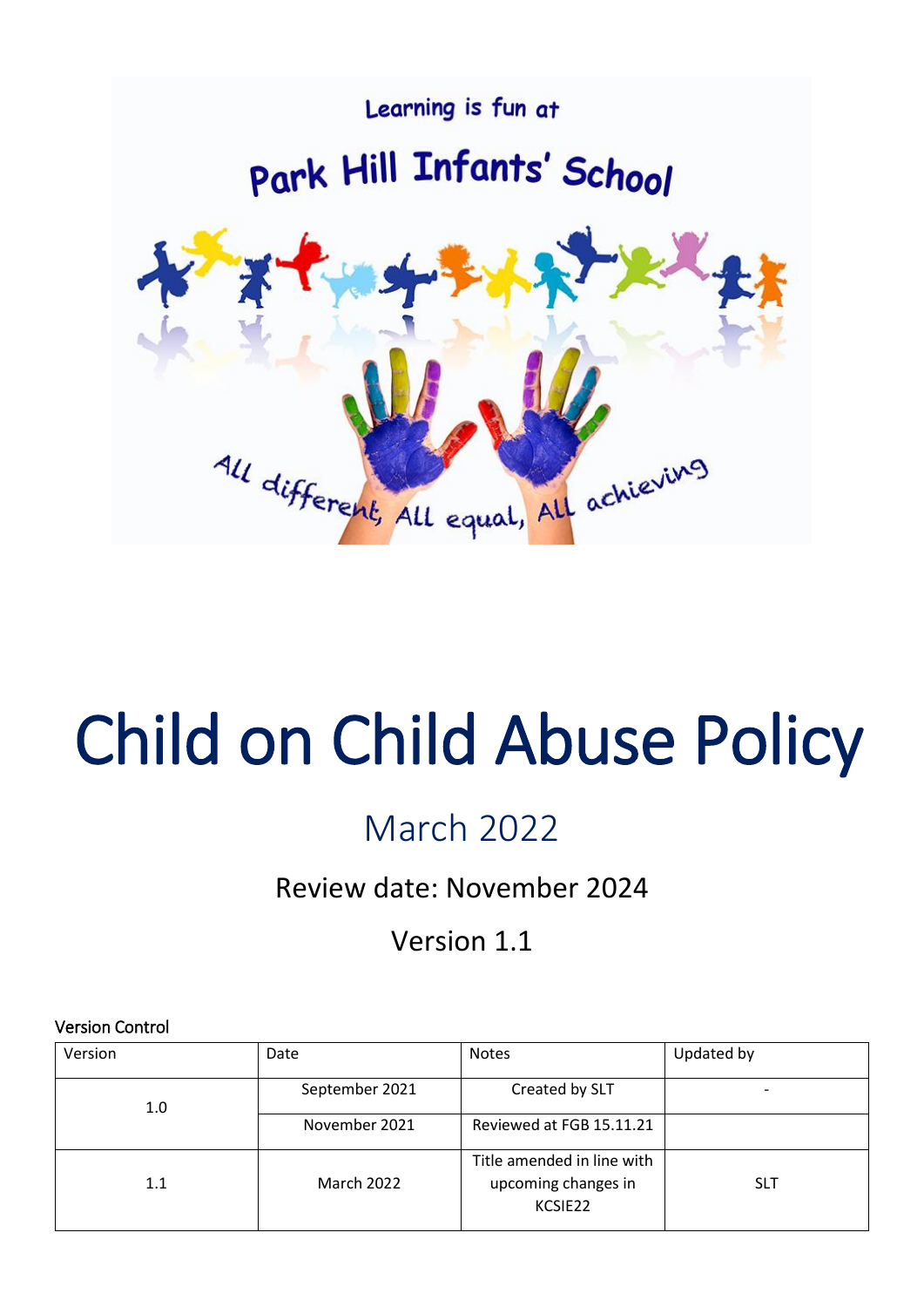Learning is fun at

Park Hill Infants' School

All different, All equal, All achieving

# Child on Child Abuse Policy

## March 2022

Review date: November 2024

Version 1.1

Version Control

| Version | Date | Notes | Updated by |
|---|---|---|---|
| 1.0 | September 2021 | Created by SLT | - |
| | November 2021 | Reviewed at FGB 15.11.21 | |
| 1.1 | March 2022 | Title amended in line with upcoming changes in KCSIE22 | SLT |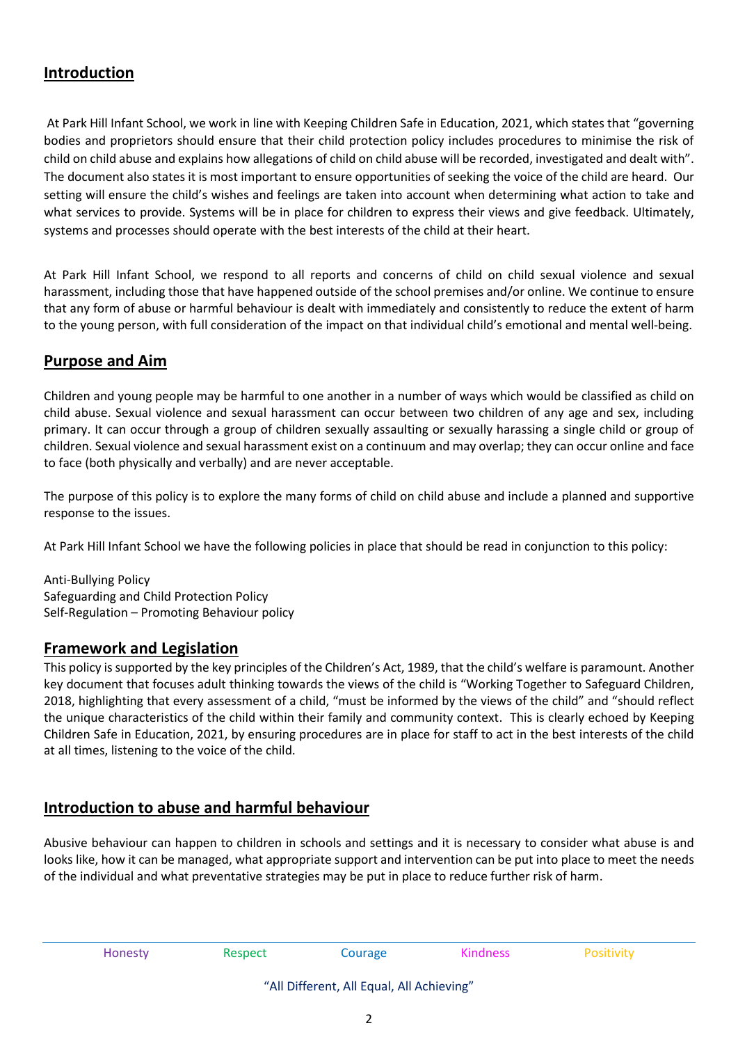## Introduction

At Park Hill Infant School, we work in line with Keeping Children Safe in Education, 2021, which states that "governing bodies and proprietors should ensure that their child protection policy includes procedures to minimise the risk of child on child abuse and explains how allegations of child on child abuse will be recorded, investigated and dealt with". The document also states it is most important to ensure opportunities of seeking the voice of the child are heard. Our setting will ensure the child's wishes and feelings are taken into account when determining what action to take and what services to provide. Systems will be in place for children to express their views and give feedback. Ultimately, systems and processes should operate with the best interests of the child at their heart.

At Park Hill Infant School, we respond to all reports and concerns of child on child sexual violence and sexual harassment, including those that have happened outside of the school premises and/or online. We continue to ensure that any form of abuse or harmful behaviour is dealt with immediately and consistently to reduce the extent of harm to the young person, with full consideration of the impact on that individual child's emotional and mental well-being.

## Purpose and Aim

Children and young people may be harmful to one another in a number of ways which would be classified as child on child abuse. Sexual violence and sexual harassment can occur between two children of any age and sex, including primary. It can occur through a group of children sexually assaulting or sexually harassing a single child or group of children. Sexual violence and sexual harassment exist on a continuum and may overlap; they can occur online and face to face (both physically and verbally) and are never acceptable.

The purpose of this policy is to explore the many forms of child on child abuse and include a planned and supportive response to the issues.

At Park Hill Infant School we have the following policies in place that should be read in conjunction to this policy:

Anti-Bullying Policy
Safeguarding and Child Protection Policy
Self-Regulation – Promoting Behaviour policy

## Framework and Legislation

This policy is supported by the key principles of the Children's Act, 1989, that the child's welfare is paramount. Another key document that focuses adult thinking towards the views of the child is "Working Together to Safeguard Children, 2018, highlighting that every assessment of a child, "must be informed by the views of the child" and "should reflect the unique characteristics of the child within their family and community context. This is clearly echoed by Keeping Children Safe in Education, 2021, by ensuring procedures are in place for staff to act in the best interests of the child at all times, listening to the voice of the child.

## Introduction to abuse and harmful behaviour

Abusive behaviour can happen to children in schools and settings and it is necessary to consider what abuse is and looks like, how it can be managed, what appropriate support and intervention can be put into place to meet the needs of the individual and what preventative strategies may be put in place to reduce further risk of harm.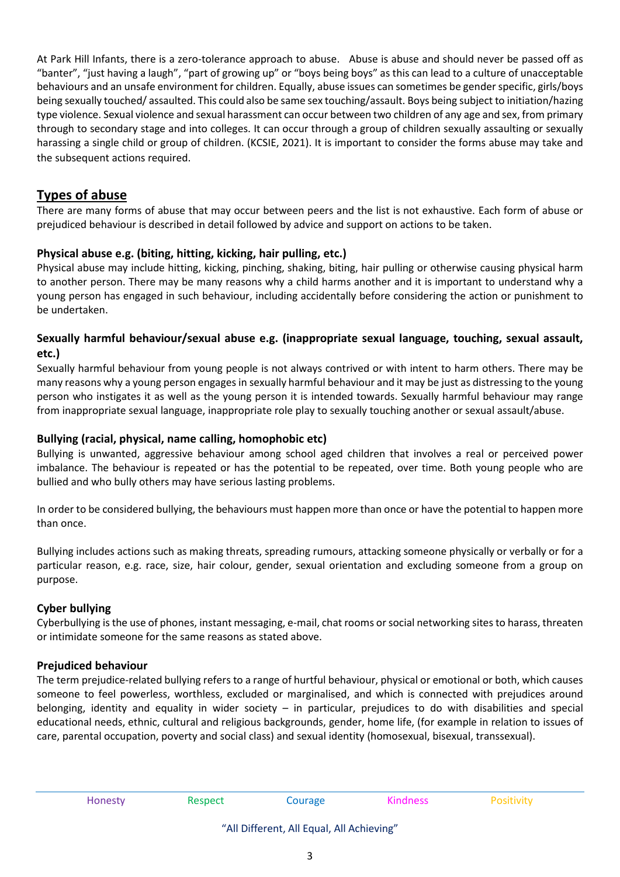At Park Hill Infants, there is a zero-tolerance approach to abuse. Abuse is abuse and should never be passed off as "banter", "just having a laugh", "part of growing up" or "boys being boys" as this can lead to a culture of unacceptable behaviours and an unsafe environment for children. Equally, abuse issues can sometimes be gender specific, girls/boys being sexually touched/ assaulted. This could also be same sex touching/assault. Boys being subject to initiation/hazing type violence. Sexual violence and sexual harassment can occur between two children of any age and sex, from primary through to secondary stage and into colleges. It can occur through a group of children sexually assaulting or sexually harassing a single child or group of children. (KCSIE, 2021). It is important to consider the forms abuse may take and the subsequent actions required.

## Types of abuse

There are many forms of abuse that may occur between peers and the list is not exhaustive. Each form of abuse or prejudiced behaviour is described in detail followed by advice and support on actions to be taken.

### Physical abuse e.g. (biting, hitting, kicking, hair pulling, etc.)

Physical abuse may include hitting, kicking, pinching, shaking, biting, hair pulling or otherwise causing physical harm to another person. There may be many reasons why a child harms another and it is important to understand why a young person has engaged in such behaviour, including accidentally before considering the action or punishment to be undertaken.

### Sexually harmful behaviour/sexual abuse e.g. (inappropriate sexual language, touching, sexual assault, etc.)

Sexually harmful behaviour from young people is not always contrived or with intent to harm others. There may be many reasons why a young person engages in sexually harmful behaviour and it may be just as distressing to the young person who instigates it as well as the young person it is intended towards. Sexually harmful behaviour may range from inappropriate sexual language, inappropriate role play to sexually touching another or sexual assault/abuse.

### Bullying (racial, physical, name calling, homophobic etc)

Bullying is unwanted, aggressive behaviour among school aged children that involves a real or perceived power imbalance. The behaviour is repeated or has the potential to be repeated, over time. Both young people who are bullied and who bully others may have serious lasting problems.

In order to be considered bullying, the behaviours must happen more than once or have the potential to happen more than once.

Bullying includes actions such as making threats, spreading rumours, attacking someone physically or verbally or for a particular reason, e.g. race, size, hair colour, gender, sexual orientation and excluding someone from a group on purpose.

### Cyber bullying

Cyberbullying is the use of phones, instant messaging, e-mail, chat rooms or social networking sites to harass, threaten or intimidate someone for the same reasons as stated above.

### Prejudiced behaviour

The term prejudice-related bullying refers to a range of hurtful behaviour, physical or emotional or both, which causes someone to feel powerless, worthless, excluded or marginalised, and which is connected with prejudices around belonging, identity and equality in wider society – in particular, prejudices to do with disabilities and special educational needs, ethnic, cultural and religious backgrounds, gender, home life, (for example in relation to issues of care, parental occupation, poverty and social class) and sexual identity (homosexual, bisexual, transsexual).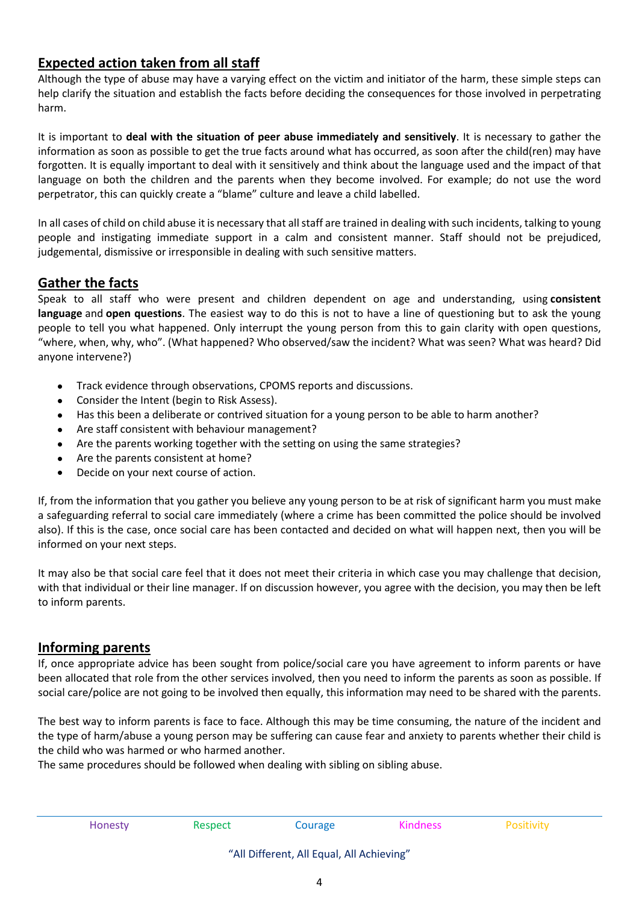## Expected action taken from all staff

Although the type of abuse may have a varying effect on the victim and initiator of the harm, these simple steps can help clarify the situation and establish the facts before deciding the consequences for those involved in perpetrating harm.

It is important to **deal with the situation of peer abuse immediately and sensitively**. It is necessary to gather the information as soon as possible to get the true facts around what has occurred, as soon after the child(ren) may have forgotten. It is equally important to deal with it sensitively and think about the language used and the impact of that language on both the children and the parents when they become involved. For example; do not use the word perpetrator, this can quickly create a "blame" culture and leave a child labelled.

In all cases of child on child abuse it is necessary that all staff are trained in dealing with such incidents, talking to young people and instigating immediate support in a calm and consistent manner. Staff should not be prejudiced, judgemental, dismissive or irresponsible in dealing with such sensitive matters.

## Gather the facts

Speak to all staff who were present and children dependent on age and understanding, using **consistent language** and **open questions**. The easiest way to do this is not to have a line of questioning but to ask the young people to tell you what happened. Only interrupt the young person from this to gain clarity with open questions, "where, when, why, who". (What happened? Who observed/saw the incident? What was seen? What was heard? Did anyone intervene?)

- Track evidence through observations, CPOMS reports and discussions.
- Consider the Intent (begin to Risk Assess).
- Has this been a deliberate or contrived situation for a young person to be able to harm another?
- Are staff consistent with behaviour management?
- Are the parents working together with the setting on using the same strategies?
- Are the parents consistent at home?
- Decide on your next course of action.

If, from the information that you gather you believe any young person to be at risk of significant harm you must make a safeguarding referral to social care immediately (where a crime has been committed the police should be involved also). If this is the case, once social care has been contacted and decided on what will happen next, then you will be informed on your next steps.

It may also be that social care feel that it does not meet their criteria in which case you may challenge that decision, with that individual or their line manager. If on discussion however, you agree with the decision, you may then be left to inform parents.

## Informing parents

If, once appropriate advice has been sought from police/social care you have agreement to inform parents or have been allocated that role from the other services involved, then you need to inform the parents as soon as possible. If social care/police are not going to be involved then equally, this information may need to be shared with the parents.

The best way to inform parents is face to face. Although this may be time consuming, the nature of the incident and the type of harm/abuse a young person may be suffering can cause fear and anxiety to parents whether their child is the child who was harmed or who harmed another.
The same procedures should be followed when dealing with sibling on sibling abuse.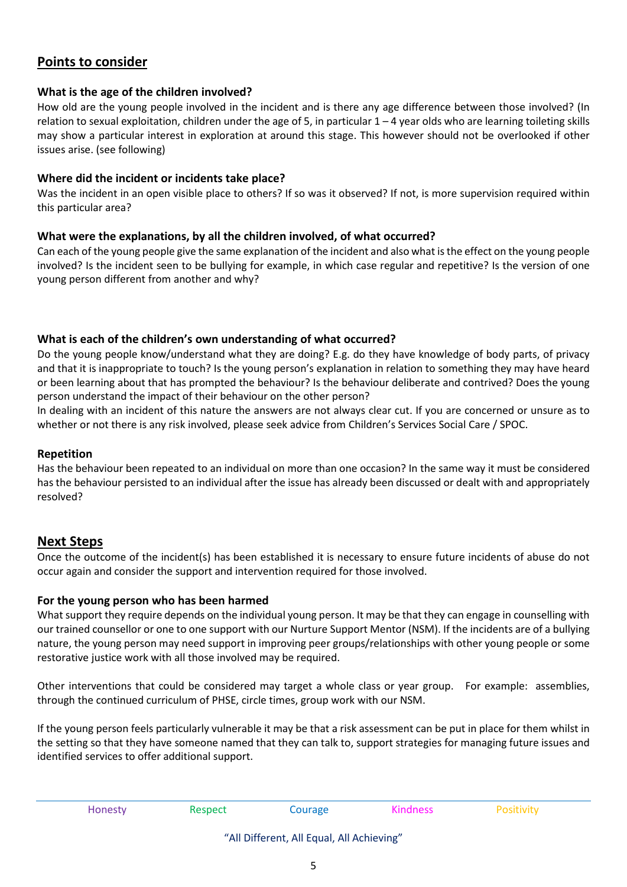## Points to consider

### What is the age of the children involved?

How old are the young people involved in the incident and is there any age difference between those involved? (In relation to sexual exploitation, children under the age of 5, in particular 1 – 4 year olds who are learning toileting skills may show a particular interest in exploration at around this stage. This however should not be overlooked if other issues arise. (see following)

### Where did the incident or incidents take place?

Was the incident in an open visible place to others? If so was it observed? If not, is more supervision required within this particular area?

### What were the explanations, by all the children involved, of what occurred?

Can each of the young people give the same explanation of the incident and also what is the effect on the young people involved? Is the incident seen to be bullying for example, in which case regular and repetitive? Is the version of one young person different from another and why?

### What is each of the children's own understanding of what occurred?

Do the young people know/understand what they are doing? E.g. do they have knowledge of body parts, of privacy and that it is inappropriate to touch? Is the young person's explanation in relation to something they may have heard or been learning about that has prompted the behaviour? Is the behaviour deliberate and contrived? Does the young person understand the impact of their behaviour on the other person?

In dealing with an incident of this nature the answers are not always clear cut. If you are concerned or unsure as to whether or not there is any risk involved, please seek advice from Children's Services Social Care / SPOC.

### Repetition

Has the behaviour been repeated to an individual on more than one occasion? In the same way it must be considered has the behaviour persisted to an individual after the issue has already been discussed or dealt with and appropriately resolved?

## Next Steps

Once the outcome of the incident(s) has been established it is necessary to ensure future incidents of abuse do not occur again and consider the support and intervention required for those involved.

### For the young person who has been harmed

What support they require depends on the individual young person. It may be that they can engage in counselling with our trained counsellor or one to one support with our Nurture Support Mentor (NSM). If the incidents are of a bullying nature, the young person may need support in improving peer groups/relationships with other young people or some restorative justice work with all those involved may be required.

Other interventions that could be considered may target a whole class or year group. For example: assemblies, through the continued curriculum of PHSE, circle times, group work with our NSM.

If the young person feels particularly vulnerable it may be that a risk assessment can be put in place for them whilst in the setting so that they have someone named that they can talk to, support strategies for managing future issues and identified services to offer additional support.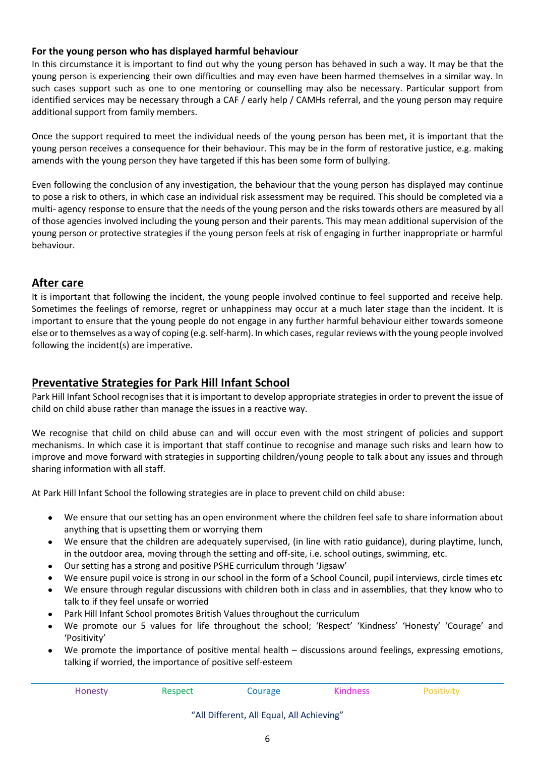**For the young person who has displayed harmful behaviour**

In this circumstance it is important to find out why the young person has behaved in such a way. It may be that the young person is experiencing their own difficulties and may even have been harmed themselves in a similar way. In such cases support such as one to one mentoring or counselling may also be necessary. Particular support from identified services may be necessary through a CAF / early help / CAMHs referral, and the young person may require additional support from family members.

Once the support required to meet the individual needs of the young person has been met, it is important that the young person receives a consequence for their behaviour. This may be in the form of restorative justice, e.g. making amends with the young person they have targeted if this has been some form of bullying.

Even following the conclusion of any investigation, the behaviour that the young person has displayed may continue to pose a risk to others, in which case an individual risk assessment may be required. This should be completed via a multi- agency response to ensure that the needs of the young person and the risks towards others are measured by all of those agencies involved including the young person and their parents. This may mean additional supervision of the young person or protective strategies if the young person feels at risk of engaging in further inappropriate or harmful behaviour.

## After care

It is important that following the incident, the young people involved continue to feel supported and receive help. Sometimes the feelings of remorse, regret or unhappiness may occur at a much later stage than the incident. It is important to ensure that the young people do not engage in any further harmful behaviour either towards someone else or to themselves as a way of coping (e.g. self-harm). In which cases, regular reviews with the young people involved following the incident(s) are imperative.

## Preventative Strategies for Park Hill Infant School

Park Hill Infant School recognises that it is important to develop appropriate strategies in order to prevent the issue of child on child abuse rather than manage the issues in a reactive way.

We recognise that child on child abuse can and will occur even with the most stringent of policies and support mechanisms. In which case it is important that staff continue to recognise and manage such risks and learn how to improve and move forward with strategies in supporting children/young people to talk about any issues and through sharing information with all staff.

At Park Hill Infant School the following strategies are in place to prevent child on child abuse:

- We ensure that our setting has an open environment where the children feel safe to share information about anything that is upsetting them or worrying them
- We ensure that the children are adequately supervised, (in line with ratio guidance), during playtime, lunch, in the outdoor area, moving through the setting and off-site, i.e. school outings, swimming, etc.
- Our setting has a strong and positive PSHE curriculum through 'Jigsaw'
- We ensure pupil voice is strong in our school in the form of a School Council, pupil interviews, circle times etc
- We ensure through regular discussions with children both in class and in assemblies, that they know who to talk to if they feel unsafe or worried
- Park Hill Infant School promotes British Values throughout the curriculum
- We promote our 5 values for life throughout the school; 'Respect' 'Kindness' 'Honesty' 'Courage' and 'Positivity'
- We promote the importance of positive mental health – discussions around feelings, expressing emotions, talking if worried, the importance of positive self-esteem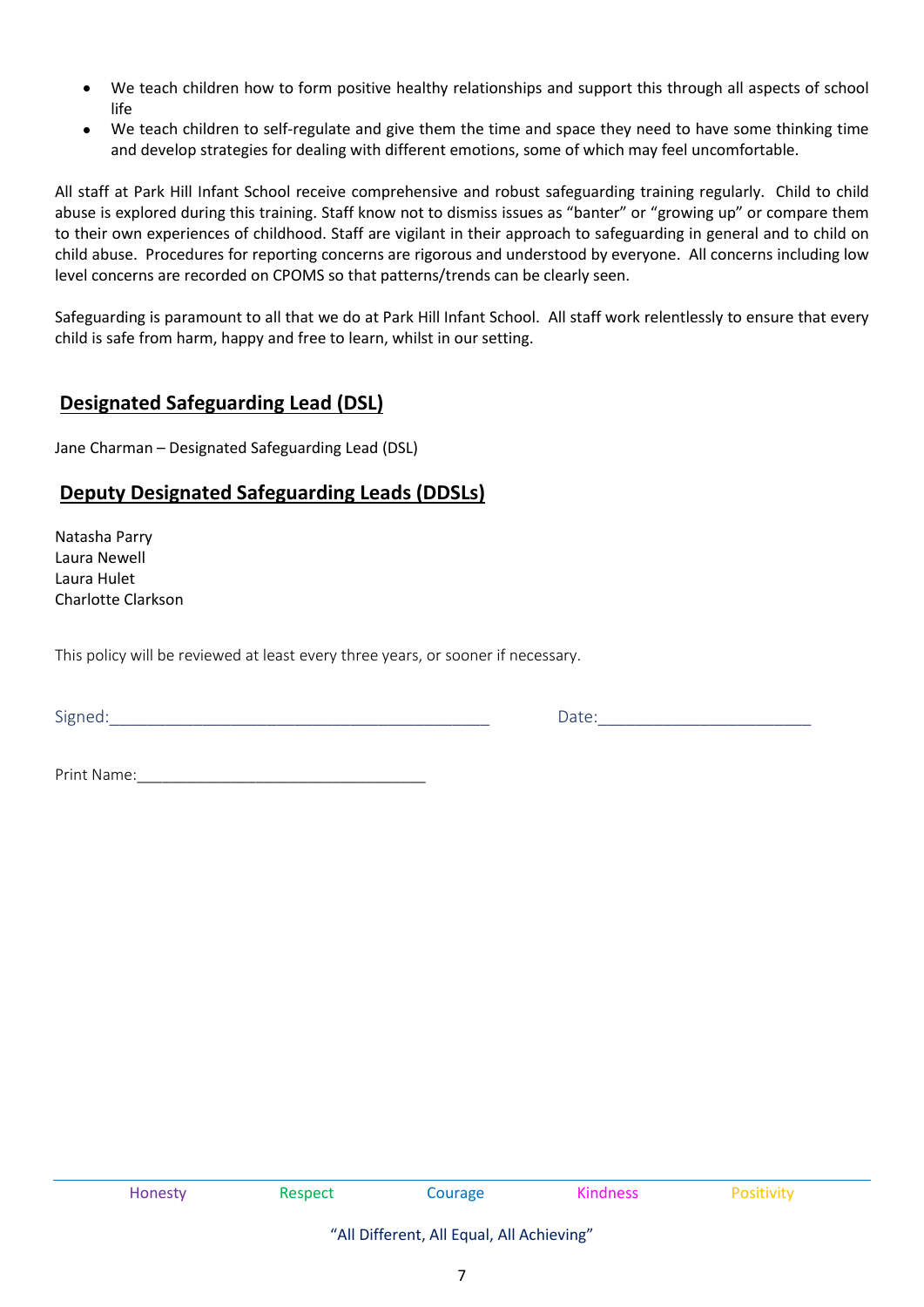- We teach children how to form positive healthy relationships and support this through all aspects of school life
- We teach children to self-regulate and give them the time and space they need to have some thinking time and develop strategies for dealing with different emotions, some of which may feel uncomfortable.

All staff at Park Hill Infant School receive comprehensive and robust safeguarding training regularly. Child to child abuse is explored during this training. Staff know not to dismiss issues as "banter" or "growing up" or compare them to their own experiences of childhood. Staff are vigilant in their approach to safeguarding in general and to child on child abuse. Procedures for reporting concerns are rigorous and understood by everyone. All concerns including low level concerns are recorded on CPOMS so that patterns/trends can be clearly seen.

Safeguarding is paramount to all that we do at Park Hill Infant School. All staff work relentlessly to ensure that every child is safe from harm, happy and free to learn, whilst in our setting.

## Designated Safeguarding Lead (DSL)

Jane Charman – Designated Safeguarding Lead (DSL)

## Deputy Designated Safeguarding Leads (DDSLs)

Natasha Parry
Laura Newell
Laura Hulet
Charlotte Clarkson

This policy will be reviewed at least every three years, or sooner if necessary.

Signed:_______________________________________ Date:______________________

Print Name:______________________________

Honesty Respect Courage Kindness Positivity

"All Different, All Equal, All Achieving"